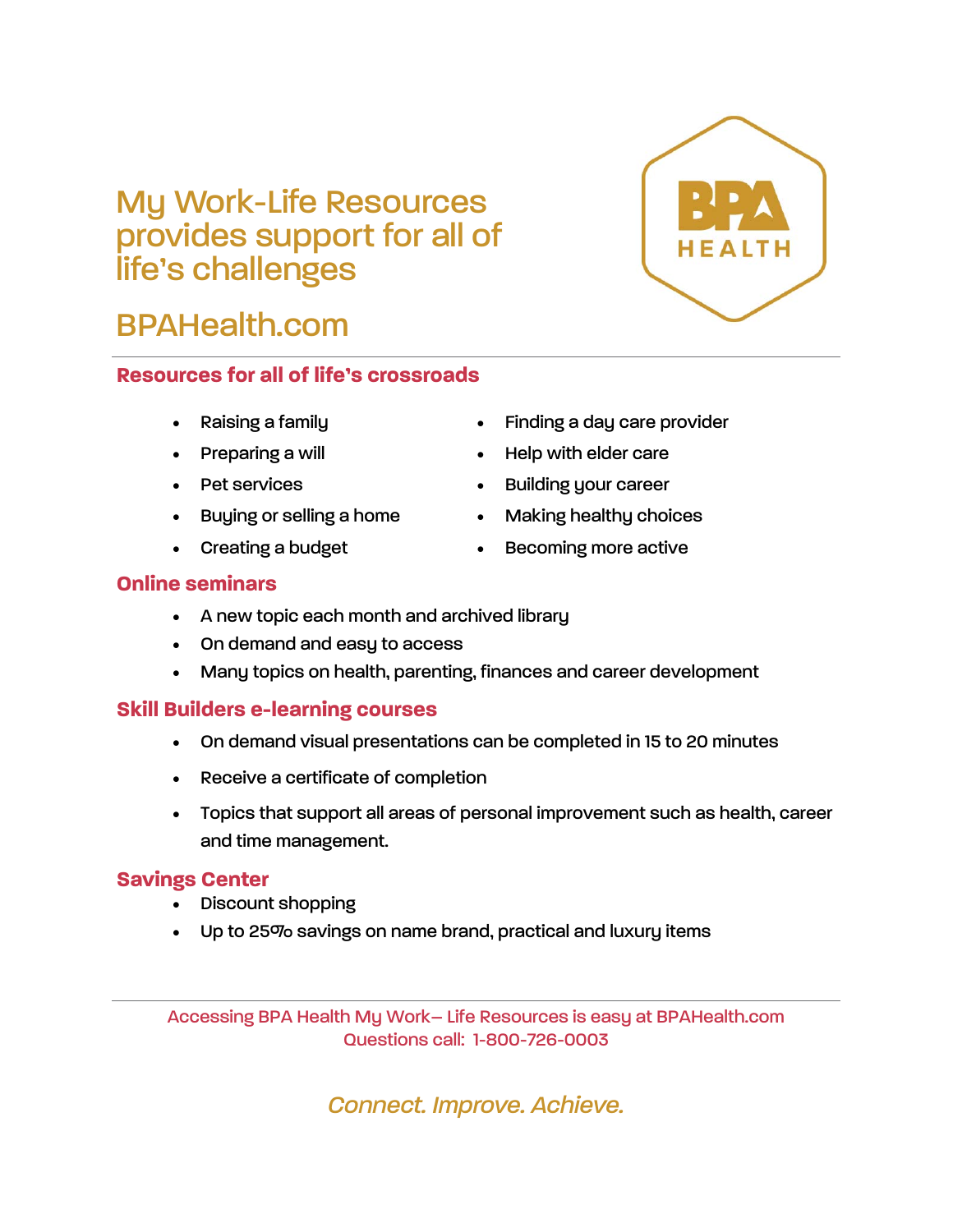# My Work-Life Resources provides support for all of life's challenges

## BPAHealth.com

BPA HEALTH

### Resources for all of life's crossroads

- Raising a family
- Preparing a will
- Pet services
- Buying or selling a home
- Creating a budget
- Finding a day care provider
- Help with elder care
- Building your career
- Making healthy choices
- Becoming more active

### Online seminars

- A new topic each month and archived library
- On demand and easy to access
- Many topics on health, parenting, finances and career development

### Skill Builders e-learning courses

- On demand visual presentations can be completed in 15 to 20 minutes
- Receive a certificate of completion
- Topics that support all areas of personal improvement such as health, career and time management.

### Savings Center

- Discount shopping
- Up to 25% savings on name brand, practical and luxury items

---

Accessing BPA Health My Work– Life Resources is easy at BPAHealth.com
Questions call: 1-800-726-0003

*Connect. Improve. Achieve.*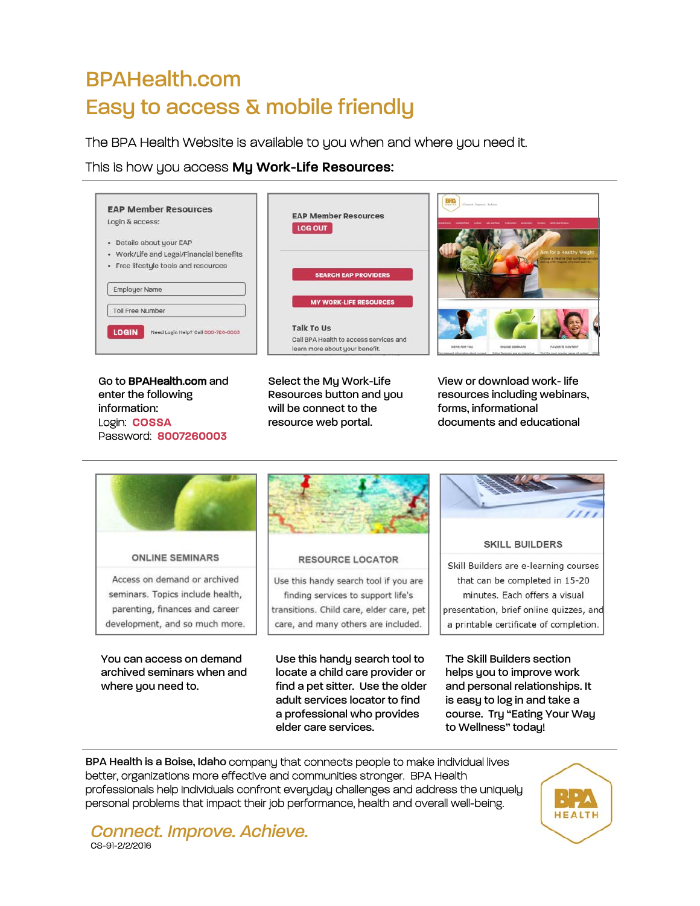# BPAHealth.com

# Easy to access & mobile friendly

The BPA Health Website is available to you when and where you need it.

This is how you access **My Work-Life Resources:**

**EAP Member Resources**

Login & access:

- Details about your EAP
- Work/Life and Legal/Financial benefits
- Free lifestyle tools and resources

Employer Name

Toll Free Number

LOGIN Need Login Help? Call 800-726-0003

**EAP Member Resources**

LOG OUT

SEARCH EAP PROVIDERS

MY WORK-LIFE RESOURCES

**Talk To Us**

Call BPA Health to access services and learn more about your benefit.

Go to **BPAHealth.com** and enter the following information:
Login: **COSSA**
Password: **8007260003**

Select the My Work-Life Resources button and you will be connect to the resource web portal.

View or download work- life resources including webinars, forms, informational documents and educational

**ONLINE SEMINARS**

Access on demand or archived seminars. Topics include health, parenting, finances and career development, and so much more.

**RESOURCE LOCATOR**

Use this handy search tool if you are finding services to support life's transitions. Child care, elder care, pet care, and many others are included.

**SKILL BUILDERS**

Skill Builders are e-learning courses that can be completed in 15-20 minutes. Each offers a visual presentation, brief online quizzes, and a printable certificate of completion.

You can access on demand archived seminars when and where you need to.

Use this handy search tool to locate a child care provider or find a pet sitter. Use the older adult services locator to find a professional who provides elder care services.

The Skill Builders section helps you to improve work and personal relationships. It is easy to log in and take a course. Try "Eating Your Way to Wellness" today!

**BPA Health is a Boise, Idaho** company that connects people to make individual lives better, organizations more effective and communities stronger. BPA Health professionals help individuals confront everyday challenges and address the uniquely personal problems that impact their job performance, health and overall well-being.

*Connect. Improve. Achieve.*

CS-91-2/2/2016

BPA HEALTH